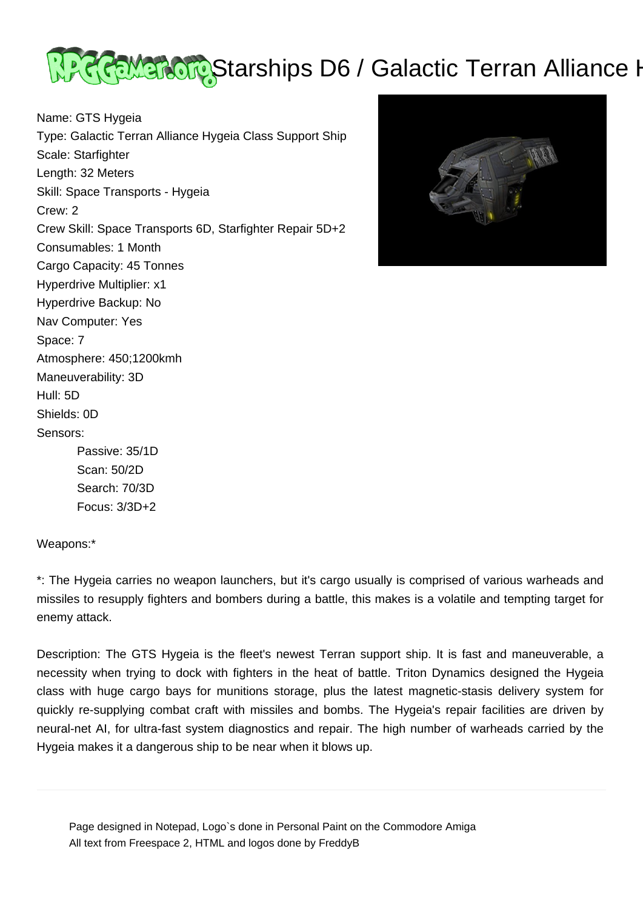# Starships D6 / Galactic Terran Alliance H

Name: GTS Hygeia
Type: Galactic Terran Alliance Hygeia Class Support Ship
Scale: Starfighter
Length: 32 Meters
Skill: Space Transports - Hygeia
Crew: 2
Crew Skill: Space Transports 6D, Starfighter Repair 5D+2
Consumables: 1 Month
Cargo Capacity: 45 Tonnes
Hyperdrive Multiplier: x1
Hyperdrive Backup: No
Nav Computer: Yes
Space: 7
Atmosphere: 450;1200kmh
Maneuverability: 3D
Hull: 5D
Shields: 0D
Sensors:

- Passive: 35/1D
- Scan: 50/2D
- Search: 70/3D
- Focus: 3/3D+2

Weapons:*

*: The Hygeia carries no weapon launchers, but it's cargo usually is comprised of various warheads and missiles to resupply fighters and bombers during a battle, this makes is a volatile and tempting target for enemy attack.

Description: The GTS Hygeia is the fleet's newest Terran support ship. It is fast and maneuverable, a necessity when trying to dock with fighters in the heat of battle. Triton Dynamics designed the Hygeia class with huge cargo bays for munitions storage, plus the latest magnetic-stasis delivery system for quickly re-supplying combat craft with missiles and bombs. The Hygeia's repair facilities are driven by neural-net AI, for ultra-fast system diagnostics and repair. The high number of warheads carried by the Hygeia makes it a dangerous ship to be near when it blows up.

---

Page designed in Notepad, Logo`s done in Personal Paint on the Commodore Amiga
All text from Freespace 2, HTML and logos done by FreddyB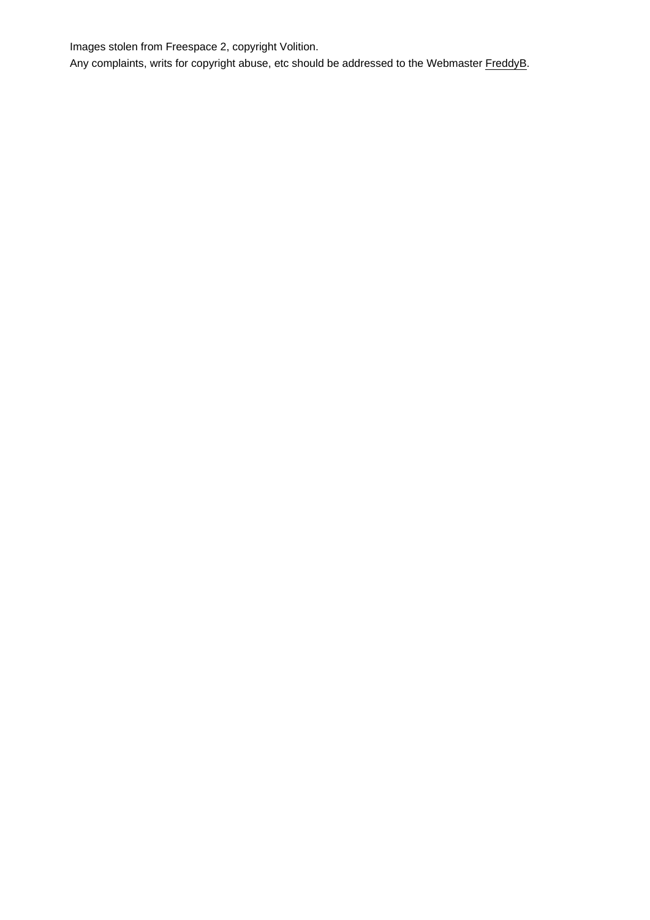Images stolen from Freespace 2, copyright Volition.

Any complaints, writs for copyright abuse, etc should be addressed to the Webmaster FreddyB.